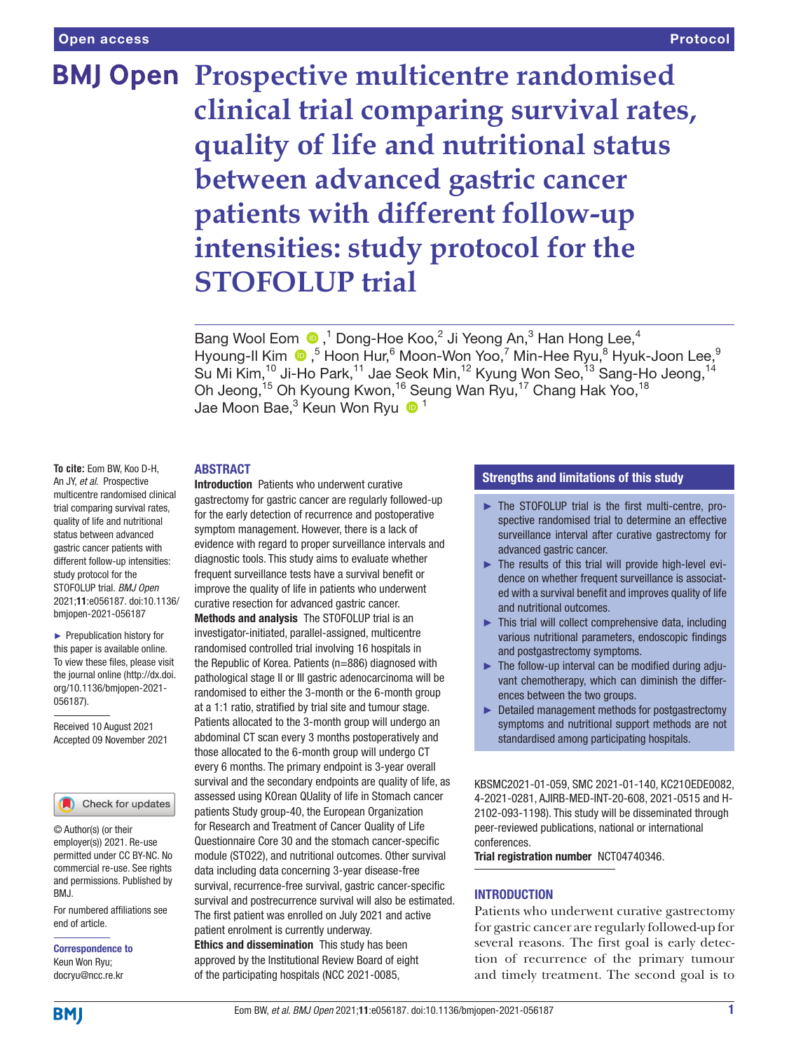# Prospective multicentre randomised clinical trial comparing survival rates, quality of life and nutritional status between advanced gastric cancer patients with different follow-up intensities: study protocol for the STOFOLUP trial

Bang Wool Eom ,[1] Dong-Hoe Koo,[2] Ji Yeong An,[3] Han Hong Lee,[4] Hyoung-Il Kim ,[5] Hoon Hur,[6] Moon-Won Yoo,[7] Min-Hee Ryu,[8] Hyuk-Joon Lee,[9] Su Mi Kim,[10] Ji-Ho Park,[11] Jae Seok Min,[12] Kyung Won Seo,[13] Sang-Ho Jeong,[14] Oh Jeong,[15] Oh Kyoung Kwon,[16] Seung Wan Ryu,[17] Chang Hak Yoo,[18] Jae Moon Bae,[3] Keun Won Ryu [1]

**To cite:** Eom BW, Koo D-H, An JY, *et al*. Prospective multicentre randomised clinical trial comparing survival rates, quality of life and nutritional status between advanced gastric cancer patients with different follow-up intensities: study protocol for the STOFOLUP trial. *BMJ Open* 2021;**11**:e056187. doi:10.1136/bmjopen-2021-056187

► Prepublication history for this paper is available online. To view these files, please visit the journal online (http://dx.doi.org/10.1136/bmjopen-2021-056187).

Received 10 August 2021
Accepted 09 November 2021

© Author(s) (or their employer(s)) 2021. Re-use permitted under CC BY-NC. No commercial re-use. See rights and permissions. Published by BMJ.

For numbered affiliations see end of article.

**Correspondence to**
Keun Won Ryu;
docryu@ncc.re.kr

## ABSTRACT

**Introduction** Patients who underwent curative gastrectomy for gastric cancer are regularly followed-up for the early detection of recurrence and postoperative symptom management. However, there is a lack of evidence with regard to proper surveillance intervals and diagnostic tools. This study aims to evaluate whether frequent surveillance tests have a survival benefit or improve the quality of life in patients who underwent curative resection for advanced gastric cancer.

**Methods and analysis** The STOFOLUP trial is an investigator-initiated, parallel-assigned, multicentre randomised controlled trial involving 16 hospitals in the Republic of Korea. Patients (n=886) diagnosed with pathological stage II or III gastric adenocarcinoma will be randomised to either the 3-month or the 6-month group at a 1:1 ratio, stratified by trial site and tumour stage. Patients allocated to the 3-month group will undergo an abdominal CT scan every 3 months postoperatively and those allocated to the 6-month group will undergo CT every 6 months. The primary endpoint is 3-year overall survival and the secondary endpoints are quality of life, as assessed using KOrean QUality of life in Stomach cancer patients Study group-40, the European Organization for Research and Treatment of Cancer Quality of Life Questionnaire Core 30 and the stomach cancer-specific module (STO22), and nutritional outcomes. Other survival data including data concerning 3-year disease-free survival, recurrence-free survival, gastric cancer-specific survival and postrecurrence survival will also be estimated. The first patient was enrolled on July 2021 and active patient enrolment is currently underway.

**Ethics and dissemination** This study has been approved by the Institutional Review Board of eight of the participating hospitals (NCC 2021-0085, KBSMC2021-01-059, SMC 2021-01-140, KC21OEDE0082, 4-2021-0281, AJIRB-MED-INT-20-608, 2021-0515 and H-2102-093-1198). This study will be disseminated through peer-reviewed publications, national or international conferences.

**Trial registration number** NCT04740346.

### Strengths and limitations of this study

- The STOFOLUP trial is the first multi-centre, prospective randomised trial to determine an effective surveillance interval after curative gastrectomy for advanced gastric cancer.
- The results of this trial will provide high-level evidence on whether frequent surveillance is associated with a survival benefit and improves quality of life and nutritional outcomes.
- This trial will collect comprehensive data, including various nutritional parameters, endoscopic findings and postgastrectomy symptoms.
- The follow-up interval can be modified during adjuvant chemotherapy, which can diminish the differences between the two groups.
- Detailed management methods for postgastrectomy symptoms and nutritional support methods are not standardised among participating hospitals.

## INTRODUCTION

Patients who underwent curative gastrectomy for gastric cancer are regularly followed-up for several reasons. The first goal is early detection of recurrence of the primary tumour and timely treatment. The second goal is to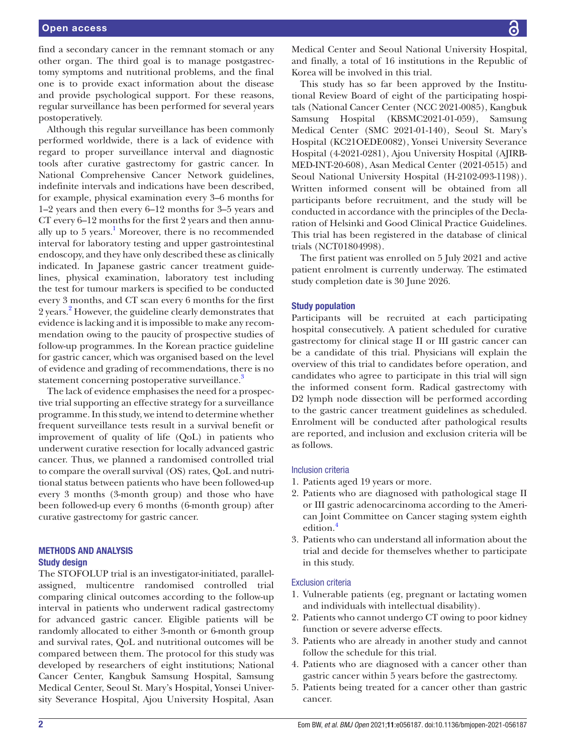find a secondary cancer in the remnant stomach or any other organ. The third goal is to manage postgastrectomy symptoms and nutritional problems, and the final one is to provide exact information about the disease and provide psychological support. For these reasons, regular surveillance has been performed for several years postoperatively.

Although this regular surveillance has been commonly performed worldwide, there is a lack of evidence with regard to proper surveillance interval and diagnostic tools after curative gastrectomy for gastric cancer. In National Comprehensive Cancer Network guidelines, indefinite intervals and indications have been described, for example, physical examination every 3–6 months for 1–2 years and then every 6–12 months for 3–5 years and CT every 6–12 months for the first 2 years and then annually up to 5 years.[1] Moreover, there is no recommended interval for laboratory testing and upper gastrointestinal endoscopy, and they have only described these as clinically indicated. In Japanese gastric cancer treatment guidelines, physical examination, laboratory test including the test for tumour markers is specified to be conducted every 3 months, and CT scan every 6 months for the first 2 years.[2] However, the guideline clearly demonstrates that evidence is lacking and it is impossible to make any recommendation owing to the paucity of prospective studies of follow-up programmes. In the Korean practice guideline for gastric cancer, which was organised based on the level of evidence and grading of recommendations, there is no statement concerning postoperative surveillance.[3]

The lack of evidence emphasises the need for a prospective trial supporting an effective strategy for a surveillance programme. In this study, we intend to determine whether frequent surveillance tests result in a survival benefit or improvement of quality of life (QoL) in patients who underwent curative resection for locally advanced gastric cancer. Thus, we planned a randomised controlled trial to compare the overall survival (OS) rates, QoL and nutritional status between patients who have been followed-up every 3 months (3-month group) and those who have been followed-up every 6 months (6-month group) after curative gastrectomy for gastric cancer.

## METHODS AND ANALYSIS

### Study design

The STOFOLUP trial is an investigator-initiated, parallel-assigned, multicentre randomised controlled trial comparing clinical outcomes according to the follow-up interval in patients who underwent radical gastrectomy for advanced gastric cancer. Eligible patients will be randomly allocated to either 3-month or 6-month group and survival rates, QoL and nutritional outcomes will be compared between them. The protocol for this study was developed by researchers of eight institutions; National Cancer Center, Kangbuk Samsung Hospital, Samsung Medical Center, Seoul St. Mary's Hospital, Yonsei University Severance Hospital, Ajou University Hospital, Asan Medical Center and Seoul National University Hospital, and finally, a total of 16 institutions in the Republic of Korea will be involved in this trial.

This study has so far been approved by the Institutional Review Board of eight of the participating hospitals (National Cancer Center (NCC 2021-0085), Kangbuk Samsung Hospital (KBSMC2021-01-059), Samsung Medical Center (SMC 2021-01-140), Seoul St. Mary's Hospital (KC21OEDE0082), Yonsei University Severance Hospital (4-2021-0281), Ajou University Hospital (AJIRB-MED-INT-20-608), Asan Medical Center (2021-0515) and Seoul National University Hospital (H-2102-093-1198)). Written informed consent will be obtained from all participants before recruitment, and the study will be conducted in accordance with the principles of the Declaration of Helsinki and Good Clinical Practice Guidelines. This trial has been registered in the database of clinical trials (NCT01804998).

The first patient was enrolled on 5 July 2021 and active patient enrolment is currently underway. The estimated study completion date is 30 June 2026.

### Study population

Participants will be recruited at each participating hospital consecutively. A patient scheduled for curative gastrectomy for clinical stage II or III gastric cancer can be a candidate of this trial. Physicians will explain the overview of this trial to candidates before operation, and candidates who agree to participate in this trial will sign the informed consent form. Radical gastrectomy with D2 lymph node dissection will be performed according to the gastric cancer treatment guidelines as scheduled. Enrolment will be conducted after pathological results are reported, and inclusion and exclusion criteria will be as follows.

#### Inclusion criteria

1. Patients aged 19 years or more.
2. Patients who are diagnosed with pathological stage II or III gastric adenocarcinoma according to the American Joint Committee on Cancer staging system eighth edition.[4]
3. Patients who can understand all information about the trial and decide for themselves whether to participate in this study.

#### Exclusion criteria

1. Vulnerable patients (eg, pregnant or lactating women and individuals with intellectual disability).
2. Patients who cannot undergo CT owing to poor kidney function or severe adverse effects.
3. Patients who are already in another study and cannot follow the schedule for this trial.
4. Patients who are diagnosed with a cancer other than gastric cancer within 5 years before the gastrectomy.
5. Patients being treated for a cancer other than gastric cancer.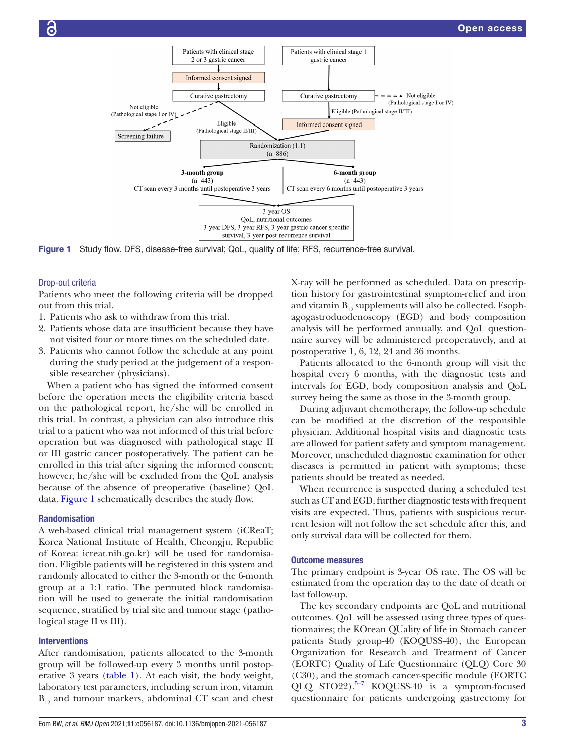Figure 1 Study flow. DFS, disease-free survival; QoL, quality of life; RFS, recurrence-free survival.

### Drop-out criteria

Patients who meet the following criteria will be dropped out from this trial.

1. Patients who ask to withdraw from this trial.
2. Patients whose data are insufficient because they have not visited four or more times on the scheduled date.
3. Patients who cannot follow the schedule at any point during the study period at the judgement of a responsible researcher (physicians).

When a patient who has signed the informed consent before the operation meets the eligibility criteria based on the pathological report, he/she will be enrolled in this trial. In contrast, a physician can also introduce this trial to a patient who was not informed of this trial before operation but was diagnosed with pathological stage II or III gastric cancer postoperatively. The patient can be enrolled in this trial after signing the informed consent; however, he/she will be excluded from the QoL analysis because of the absence of preoperative (baseline) QoL data. Figure 1 schematically describes the study flow.

## Randomisation

A web-based clinical trial management system (iCReaT; Korea National Institute of Health, Cheongju, Republic of Korea: icreat.nih.go.kr) will be used for randomisation. Eligible patients will be registered in this system and randomly allocated to either the 3-month or the 6-month group at a 1:1 ratio. The permuted block randomisation will be used to generate the initial randomisation sequence, stratified by trial site and tumour stage (pathological stage II vs III).

## Interventions

After randomisation, patients allocated to the 3-month group will be followed-up every 3 months until postoperative 3 years (table 1). At each visit, the body weight, laboratory test parameters, including serum iron, vitamin $B_{12}$ and tumour markers, abdominal CT scan and chest X-ray will be performed as scheduled. Data on prescription history for gastrointestinal symptom-relief and iron and vitamin $B_{12}$ supplements will also be collected. Esophagogastroduodenoscopy (EGD) and body composition analysis will be performed annually, and QoL questionnaire survey will be administered preoperatively, and at postoperative 1, 6, 12, 24 and 36 months.

Patients allocated to the 6-month group will visit the hospital every 6 months, with the diagnostic tests and intervals for EGD, body composition analysis and QoL survey being the same as those in the 3-month group.

During adjuvant chemotherapy, the follow-up schedule can be modified at the discretion of the responsible physician. Additional hospital visits and diagnostic tests are allowed for patient safety and symptom management. Moreover, unscheduled diagnostic examination for other diseases is permitted in patient with symptoms; these patients should be treated as needed.

When recurrence is suspected during a scheduled test such as CT and EGD, further diagnostic tests with frequent visits are expected. Thus, patients with suspicious recurrent lesion will not follow the set schedule after this, and only survival data will be collected for them.

## Outcome measures

The primary endpoint is 3-year OS rate. The OS will be estimated from the operation day to the date of death or last follow-up.

The key secondary endpoints are QoL and nutritional outcomes. QoL will be assessed using three types of questionnaires; the KOrean QUality of life in Stomach cancer patients Study group-40 (KOQUSS-40), the European Organization for Research and Treatment of Cancer (EORTC) Quality of Life Questionnaire (QLQ) Core 30 (C30), and the stomach cancer-specific module (EORTC QLQ STO22).[5–7] KOQUSS-40 is a symptom-focused questionnaire for patients undergoing gastrectomy for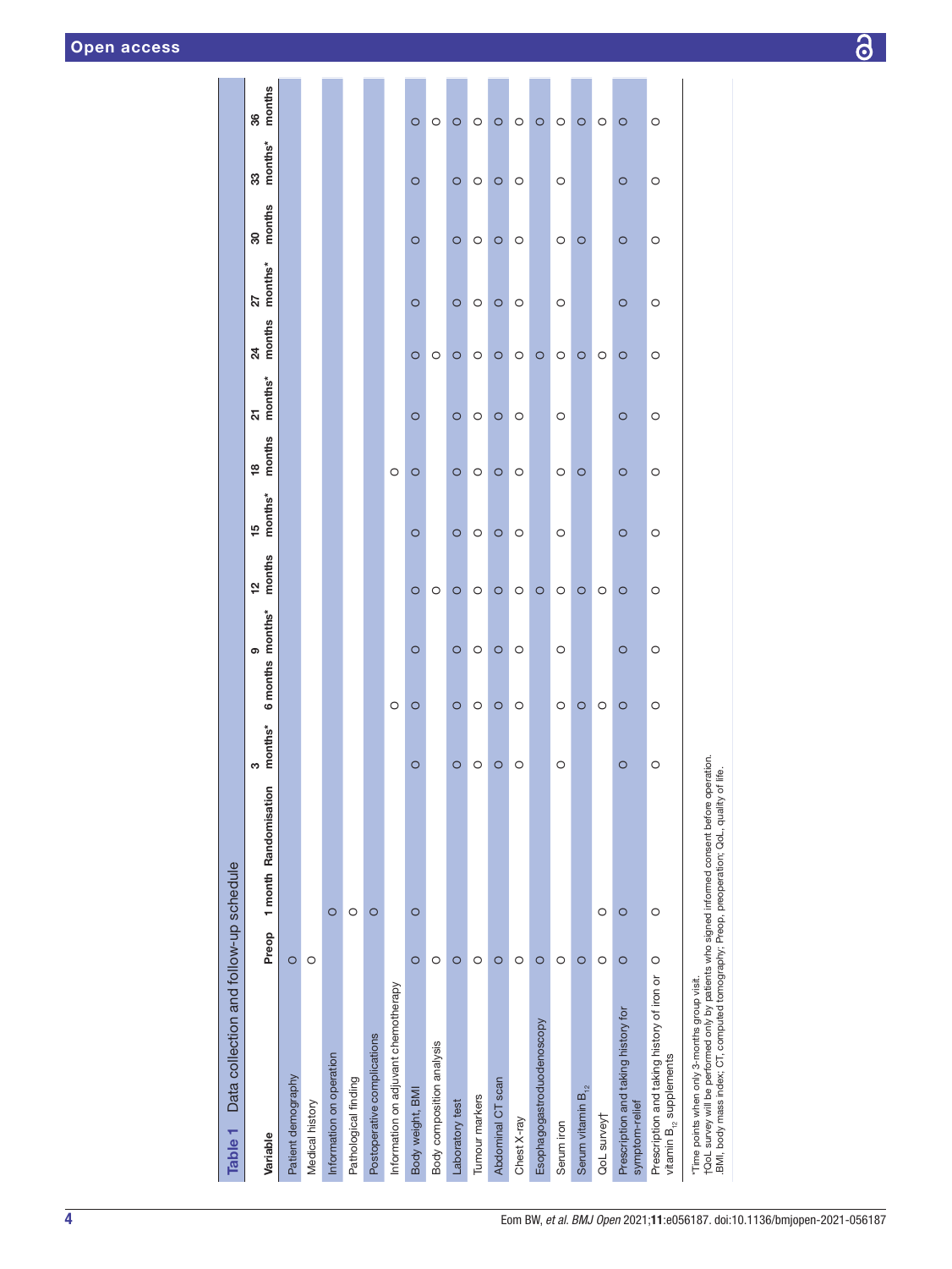**Table 1** Data collection and follow-up schedule

| Variable | Preop | 1 month | Randomisation | 3 months* | 6 months | 9 months* | 12 months | 15 months* | 18 months | 21 months* | 24 months | 27 months* | 30 months | 33 months* | 36 months |
|---|---|---|---|---|---|---|---|---|---|---|---|---|---|---|---|
| Patient demography | O | | | | | | | | | | | | | | |
| Medical history | O | | | | | | | | | | | | | | |
| Information on operation | | O | | | | | | | | | | | | | |
| Pathological finding | | O | | | | | | | | | | | | | |
| Postoperative complications | | O | | | | | | | | | | | | | |
| Information on adjuvant chemotherapy | | | | | O | | | | O | | | | | | |
| Body weight, BMI | O | O | | O | O | O | O | O | O | O | O | O | O | O | O |
| Body composition analysis | O | | | | | | O | | | | O | | | | O |
| Laboratory test | O | | | O | O | O | O | O | O | O | O | O | O | O | O |
| Tumour markers | O | | | O | O | O | O | O | O | O | O | O | O | O | O |
| Abdominal CT scan | O | | | O | O | O | O | O | O | O | O | O | O | O | O |
| Chest X-ray | O | | | O | O | O | O | O | O | O | O | O | O | O | O |
| Esophagogastroduodenoscopy | O | | | | | | O | | | | O | | | | O |
| Serum iron | O | | | O | O | O | O | O | O | O | O | O | O | O | O |
| Serum vitamin $B_{12}$ | O | | | | O | | O | | O | | O | | O | | O |
| QoL survey† | O | O | | | O | | O | | | | O | | | | O |
| Prescription and taking history for symptom-relief | O | O | | O | O | O | O | O | O | O | O | O | O | O | O |
| Prescription and taking history of iron or vitamin $B_{12}$ supplements | O | O | | O | O | O | O | O | O | O | O | O | O | O | O |

*Time points when only 3-months group visit.
†QoL survey will be performed only by patients who signed informed consent before operation.
BMI, body mass index; CT, computed tomography; Preop, preoperation; QoL, quality of life.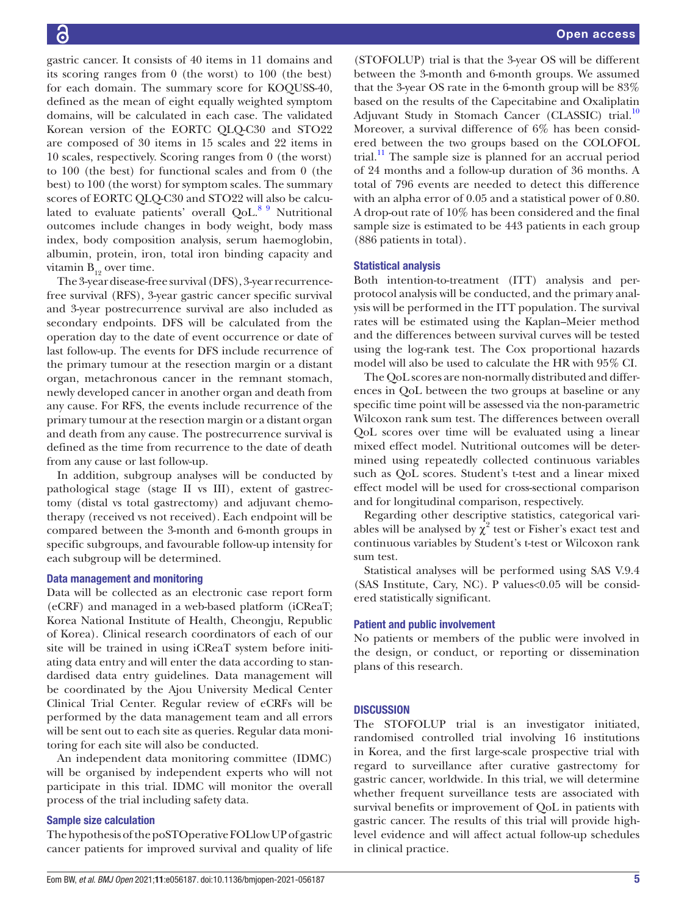gastric cancer. It consists of 40 items in 11 domains and its scoring ranges from 0 (the worst) to 100 (the best) for each domain. The summary score for KOQUSS-40, defined as the mean of eight equally weighted symptom domains, will be calculated in each case. The validated Korean version of the EORTC QLQ-C30 and STO22 are composed of 30 items in 15 scales and 22 items in 10 scales, respectively. Scoring ranges from 0 (the worst) to 100 (the best) for functional scales and from 0 (the best) to 100 (the worst) for symptom scales. The summary scores of EORTC QLQ-C30 and STO22 will also be calculated to evaluate patients' overall QoL.[8 9] Nutritional outcomes include changes in body weight, body mass index, body composition analysis, serum haemoglobin, albumin, protein, iron, total iron binding capacity and vitamin $B_{12}$ over time.

The 3-year disease-free survival (DFS), 3-year recurrence-free survival (RFS), 3-year gastric cancer specific survival and 3-year postrecurrence survival are also included as secondary endpoints. DFS will be calculated from the operation day to the date of event occurrence or date of last follow-up. The events for DFS include recurrence of the primary tumour at the resection margin or a distant organ, metachronous cancer in the remnant stomach, newly developed cancer in another organ and death from any cause. For RFS, the events include recurrence of the primary tumour at the resection margin or a distant organ and death from any cause. The postrecurrence survival is defined as the time from recurrence to the date of death from any cause or last follow-up.

In addition, subgroup analyses will be conducted by pathological stage (stage II vs III), extent of gastrectomy (distal vs total gastrectomy) and adjuvant chemotherapy (received vs not received). Each endpoint will be compared between the 3-month and 6-month groups in specific subgroups, and favourable follow-up intensity for each subgroup will be determined.

### Data management and monitoring

Data will be collected as an electronic case report form (eCRF) and managed in a web-based platform (iCReaT; Korea National Institute of Health, Cheongju, Republic of Korea). Clinical research coordinators of each of our site will be trained in using iCReaT system before initiating data entry and will enter the data according to standardised data entry guidelines. Data management will be coordinated by the Ajou University Medical Center Clinical Trial Center. Regular review of eCRFs will be performed by the data management team and all errors will be sent out to each site as queries. Regular data monitoring for each site will also be conducted.

An independent data monitoring committee (IDMC) will be organised by independent experts who will not participate in this trial. IDMC will monitor the overall process of the trial including safety data.

### Sample size calculation

The hypothesis of the poSTOperative FOLlow UP of gastric cancer patients for improved survival and quality of life (STOFOLUP) trial is that the 3-year OS will be different between the 3-month and 6-month groups. We assumed that the 3-year OS rate in the 6-month group will be 83% based on the results of the Capecitabine and Oxaliplatin Adjuvant Study in Stomach Cancer (CLASSIC) trial.[10] Moreover, a survival difference of 6% has been considered between the two groups based on the COLOFOL trial.[11] The sample size is planned for an accrual period of 24 months and a follow-up duration of 36 months. A total of 796 events are needed to detect this difference with an alpha error of 0.05 and a statistical power of 0.80. A drop-out rate of 10% has been considered and the final sample size is estimated to be 443 patients in each group (886 patients in total).

### Statistical analysis

Both intention-to-treatment (ITT) analysis and per-protocol analysis will be conducted, and the primary analysis will be performed in the ITT population. The survival rates will be estimated using the Kaplan–Meier method and the differences between survival curves will be tested using the log-rank test. The Cox proportional hazards model will also be used to calculate the HR with 95% CI.

The QoL scores are non-normally distributed and differences in QoL between the two groups at baseline or any specific time point will be assessed via the non-parametric Wilcoxon rank sum test. The differences between overall QoL scores over time will be evaluated using a linear mixed effect model. Nutritional outcomes will be determined using repeatedly collected continuous variables such as QoL scores. Student's t-test and a linear mixed effect model will be used for cross-sectional comparison and for longitudinal comparison, respectively.

Regarding other descriptive statistics, categorical variables will be analysed by $\chi^2$ test or Fisher's exact test and continuous variables by Student's t-test or Wilcoxon rank sum test.

Statistical analyses will be performed using SAS V.9.4 (SAS Institute, Cary, NC). P values<0.05 will be considered statistically significant.

### Patient and public involvement

No patients or members of the public were involved in the design, or conduct, or reporting or dissemination plans of this research.

## DISCUSSION

The STOFOLUP trial is an investigator initiated, randomised controlled trial involving 16 institutions in Korea, and the first large-scale prospective trial with regard to surveillance after curative gastrectomy for gastric cancer, worldwide. In this trial, we will determine whether frequent surveillance tests are associated with survival benefits or improvement of QoL in patients with gastric cancer. The results of this trial will provide high-level evidence and will affect actual follow-up schedules in clinical practice.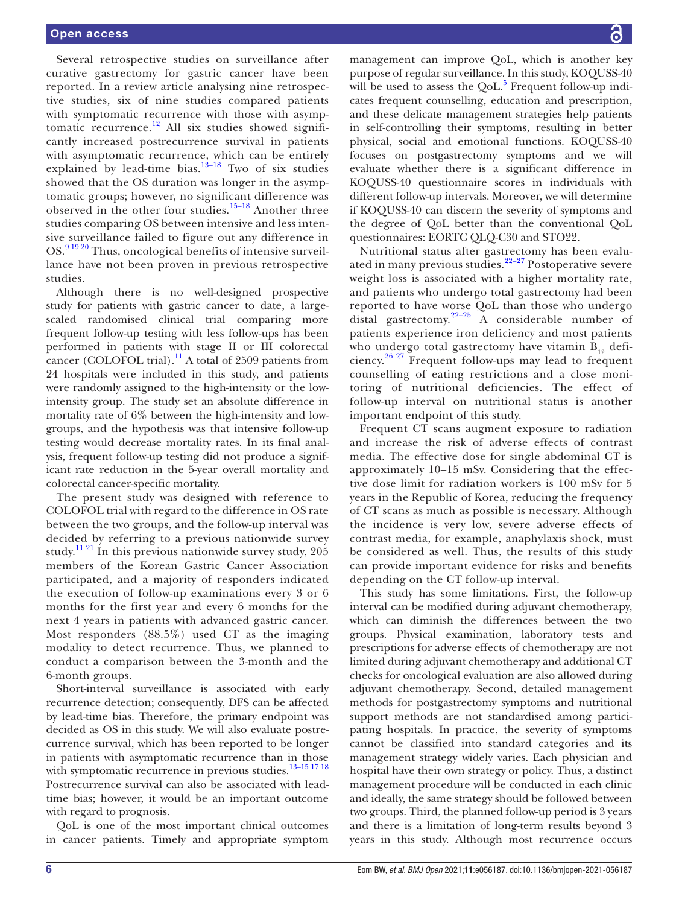Several retrospective studies on surveillance after curative gastrectomy for gastric cancer have been reported. In a review article analysing nine retrospective studies, six of nine studies compared patients with symptomatic recurrence with those with asymptomatic recurrence.[12] All six studies showed significantly increased postrecurrence survival in patients with asymptomatic recurrence, which can be entirely explained by lead-time bias.[13–18] Two of six studies showed that the OS duration was longer in the asymptomatic groups; however, no significant difference was observed in the other four studies.[15–18] Another three studies comparing OS between intensive and less intensive surveillance failed to figure out any difference in OS.[9 19 20] Thus, oncological benefits of intensive surveillance have not been proven in previous retrospective studies.

Although there is no well-designed prospective study for patients with gastric cancer to date, a large-scaled randomised clinical trial comparing more frequent follow-up testing with less follow-ups has been performed in patients with stage II or III colorectal cancer (COLOFOL trial).[11] A total of 2509 patients from 24 hospitals were included in this study, and patients were randomly assigned to the high-intensity or the low-intensity group. The study set an absolute difference in mortality rate of 6% between the high-intensity and low-groups, and the hypothesis was that intensive follow-up testing would decrease mortality rates. In its final analysis, frequent follow-up testing did not produce a significant rate reduction in the 5-year overall mortality and colorectal cancer-specific mortality.

The present study was designed with reference to COLOFOL trial with regard to the difference in OS rate between the two groups, and the follow-up interval was decided by referring to a previous nationwide survey study.[11 21] In this previous nationwide survey study, 205 members of the Korean Gastric Cancer Association participated, and a majority of responders indicated the execution of follow-up examinations every 3 or 6 months for the first year and every 6 months for the next 4 years in patients with advanced gastric cancer. Most responders (88.5%) used CT as the imaging modality to detect recurrence. Thus, we planned to conduct a comparison between the 3-month and the 6-month groups.

Short-interval surveillance is associated with early recurrence detection; consequently, DFS can be affected by lead-time bias. Therefore, the primary endpoint was decided as OS in this study. We will also evaluate postrecurrence survival, which has been reported to be longer in patients with asymptomatic recurrence than in those with symptomatic recurrence in previous studies.[13–15 17 18] Postrecurrence survival can also be associated with lead-time bias; however, it would be an important outcome with regard to prognosis.

QoL is one of the most important clinical outcomes in cancer patients. Timely and appropriate symptom management can improve QoL, which is another key purpose of regular surveillance. In this study, KOQUSS-40 will be used to assess the QoL.[5] Frequent follow-up indicates frequent counselling, education and prescription, and these delicate management strategies help patients in self-controlling their symptoms, resulting in better physical, social and emotional functions. KOQUSS-40 focuses on postgastrectomy symptoms and we will evaluate whether there is a significant difference in KOQUSS-40 questionnaire scores in individuals with different follow-up intervals. Moreover, we will determine if KOQUSS-40 can discern the severity of symptoms and the degree of QoL better than the conventional QoL questionnaires: EORTC QLQ-C30 and STO22.

Nutritional status after gastrectomy has been evaluated in many previous studies.[22–27] Postoperative severe weight loss is associated with a higher mortality rate, and patients who undergo total gastrectomy had been reported to have worse QoL than those who undergo distal gastrectomy.[22–25] A considerable number of patients experience iron deficiency and most patients who undergo total gastrectomy have vitamin $B_{12}$ deficiency.[26 27] Frequent follow-ups may lead to frequent counselling of eating restrictions and a close monitoring of nutritional deficiencies. The effect of follow-up interval on nutritional status is another important endpoint of this study.

Frequent CT scans augment exposure to radiation and increase the risk of adverse effects of contrast media. The effective dose for single abdominal CT is approximately 10–15 mSv. Considering that the effective dose limit for radiation workers is 100 mSv for 5 years in the Republic of Korea, reducing the frequency of CT scans as much as possible is necessary. Although the incidence is very low, severe adverse effects of contrast media, for example, anaphylaxis shock, must be considered as well. Thus, the results of this study can provide important evidence for risks and benefits depending on the CT follow-up interval.

This study has some limitations. First, the follow-up interval can be modified during adjuvant chemotherapy, which can diminish the differences between the two groups. Physical examination, laboratory tests and prescriptions for adverse effects of chemotherapy are not limited during adjuvant chemotherapy and additional CT checks for oncological evaluation are also allowed during adjuvant chemotherapy. Second, detailed management methods for postgastrectomy symptoms and nutritional support methods are not standardised among participating hospitals. In practice, the severity of symptoms cannot be classified into standard categories and its management strategy widely varies. Each physician and hospital have their own strategy or policy. Thus, a distinct management procedure will be conducted in each clinic and ideally, the same strategy should be followed between two groups. Third, the planned follow-up period is 3 years and there is a limitation of long-term results beyond 3 years in this study. Although most recurrence occurs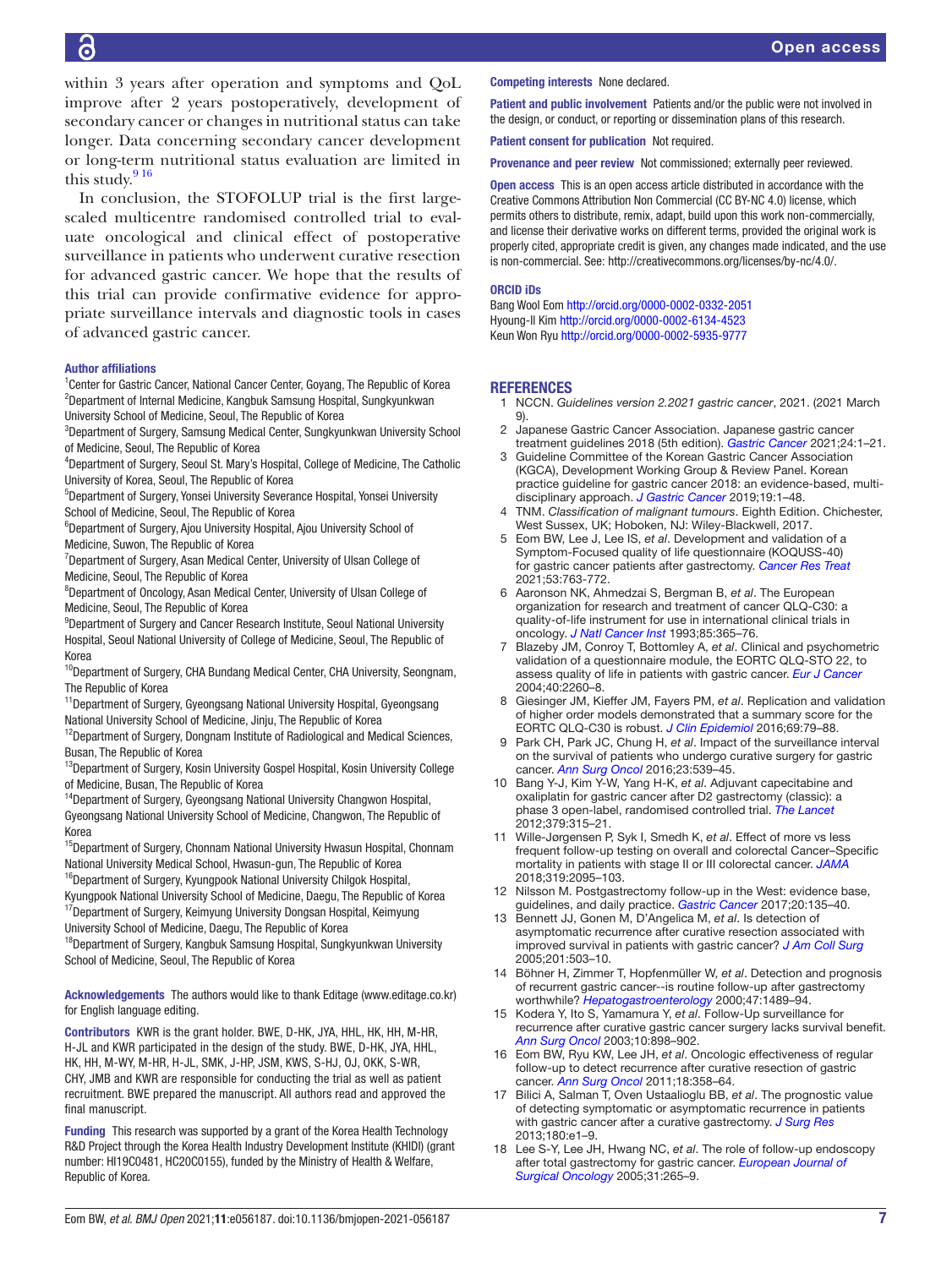within 3 years after operation and symptoms and QoL improve after 2 years postoperatively, development of secondary cancer or changes in nutritional status can take longer. Data concerning secondary cancer development or long-term nutritional status evaluation are limited in this study.[9,16]

In conclusion, the STOFOLUP trial is the first large-scaled multicentre randomised controlled trial to evaluate oncological and clinical effect of postoperative surveillance in patients who underwent curative resection for advanced gastric cancer. We hope that the results of this trial can provide confirmative evidence for appropriate surveillance intervals and diagnostic tools in cases of advanced gastric cancer.

**Author affiliations**

[1]Center for Gastric Cancer, National Cancer Center, Goyang, The Republic of Korea
[2]Department of Internal Medicine, Kangbuk Samsung Hospital, Sungkyunkwan University School of Medicine, Seoul, The Republic of Korea
[3]Department of Surgery, Samsung Medical Center, Sungkyunkwan University School of Medicine, Seoul, The Republic of Korea
[4]Department of Surgery, Seoul St. Mary's Hospital, College of Medicine, The Catholic University of Korea, Seoul, The Republic of Korea
[5]Department of Surgery, Yonsei University Severance Hospital, Yonsei University School of Medicine, Seoul, The Republic of Korea
[6]Department of Surgery, Ajou University Hospital, Ajou University School of Medicine, Suwon, The Republic of Korea
[7]Department of Surgery, Asan Medical Center, University of Ulsan College of Medicine, Seoul, The Republic of Korea
[8]Department of Oncology, Asan Medical Center, University of Ulsan College of Medicine, Seoul, The Republic of Korea
[9]Department of Surgery and Cancer Research Institute, Seoul National University Hospital, Seoul National University of College of Medicine, Seoul, The Republic of Korea
[10]Department of Surgery, CHA Bundang Medical Center, CHA University, Seongnam, The Republic of Korea
[11]Department of Surgery, Gyeongsang National University Hospital, Gyeongsang National University School of Medicine, Jinju, The Republic of Korea
[12]Department of Surgery, Dongnam Institute of Radiological and Medical Sciences, Busan, The Republic of Korea
[13]Department of Surgery, Kosin University Gospel Hospital, Kosin University College of Medicine, Busan, The Republic of Korea
[14]Department of Surgery, Gyeongsang National University Changwon Hospital, Gyeongsang National University School of Medicine, Changwon, The Republic of Korea
[15]Department of Surgery, Chonnam National University Hwasun Hospital, Chonnam National University Medical School, Hwasun-gun, The Republic of Korea
[16]Department of Surgery, Kyungpook National University Chilgok Hospital, Kyungpook National University School of Medicine, Daegu, The Republic of Korea
[17]Department of Surgery, Keimyung University Dongsan Hospital, Keimyung University School of Medicine, Daegu, The Republic of Korea
[18]Department of Surgery, Kangbuk Samsung Hospital, Sungkyunkwan University School of Medicine, Seoul, The Republic of Korea

**Acknowledgements** The authors would like to thank Editage (www.editage.co.kr) for English language editing.

**Contributors** KWR is the grant holder. BWE, D-HK, JYA, HHL, HK, HH, M-HR, H-JL and KWR participated in the design of the study. BWE, D-HK, JYA, HHL, HK, HH, M-WY, M-HR, H-JL, SMK, J-HP, JSM, KWS, S-HJ, OJ, OKK, S-WR, CHY, JMB and KWR are responsible for conducting the trial as well as patient recruitment. BWE prepared the manuscript. All authors read and approved the final manuscript.

**Funding** This research was supported by a grant of the Korea Health Technology R&D Project through the Korea Health Industry Development Institute (KHIDI) (grant number: HI19C0481, HC20C0155), funded by the Ministry of Health & Welfare, Republic of Korea.

**Competing interests** None declared.

**Patient and public involvement** Patients and/or the public were not involved in the design, or conduct, or reporting or dissemination plans of this research.

**Patient consent for publication** Not required.

**Provenance and peer review** Not commissioned; externally peer reviewed.

**Open access** This is an open access article distributed in accordance with the Creative Commons Attribution Non Commercial (CC BY-NC 4.0) license, which permits others to distribute, remix, adapt, build upon this work non-commercially, and license their derivative works on different terms, provided the original work is properly cited, appropriate credit is given, any changes made indicated, and the use is non-commercial. See: http://creativecommons.org/licenses/by-nc/4.0/.

**ORCID iDs**

Bang Wool Eom http://orcid.org/0000-0002-0332-2051
Hyoung-Il Kim http://orcid.org/0000-0002-6134-4523
Keun Won Ryu http://orcid.org/0000-0002-5935-9777

## REFERENCES

1. NCCN. *Guidelines version 2.2021 gastric cancer*, 2021. (2021 March 9).
2. Japanese Gastric Cancer Association. Japanese gastric cancer treatment guidelines 2018 (5th edition). *Gastric Cancer* 2021;24:1–21.
3. Guideline Committee of the Korean Gastric Cancer Association (KGCA), Development Working Group & Review Panel. Korean practice guideline for gastric cancer 2018: an evidence-based, multi-disciplinary approach. *J Gastric Cancer* 2019;19:1–48.
4. TNM. *Classification of malignant tumours*. Eighth Edition. Chichester, West Sussex, UK; Hoboken, NJ: Wiley-Blackwell, 2017.
5. Eom BW, Lee J, Lee IS, *et al*. Development and validation of a Symptom-Focused quality of life questionnaire (KOQUSS-40) for gastric cancer patients after gastrectomy. *Cancer Res Treat* 2021;53:763-772.
6. Aaronson NK, Ahmedzai S, Bergman B, *et al*. The European organization for research and treatment of cancer QLQ-C30: a quality-of-life instrument for use in international clinical trials in oncology. *J Natl Cancer Inst* 1993;85:365–76.
7. Blazeby JM, Conroy T, Bottomley A, *et al*. Clinical and psychometric validation of a questionnaire module, the EORTC QLQ-STO 22, to assess quality of life in patients with gastric cancer. *Eur J Cancer* 2004;40:2260–8.
8. Giesinger JM, Kieffer JM, Fayers PM, *et al*. Replication and validation of higher order models demonstrated that a summary score for the EORTC QLQ-C30 is robust. *J Clin Epidemiol* 2016;69:79–88.
9. Park CH, Park JC, Chung H, *et al*. Impact of the surveillance interval on the survival of patients who undergo curative surgery for gastric cancer. *Ann Surg Oncol* 2016;23:539–45.
10. Bang Y-J, Kim Y-W, Yang H-K, *et al*. Adjuvant capecitabine and oxaliplatin for gastric cancer after D2 gastrectomy (classic): a phase 3 open-label, randomised controlled trial. *The Lancet* 2012;379:315–21.
11. Wille-Jørgensen P, Syk I, Smedh K, *et al*. Effect of more vs less frequent follow-up testing on overall and colorectal Cancer–Specific mortality in patients with stage II or III colorectal cancer. *JAMA* 2018;319:2095–103.
12. Nilsson M. Postgastrectomy follow-up in the West: evidence base, guidelines, and daily practice. *Gastric Cancer* 2017;20:135–40.
13. Bennett JJ, Gonen M, D'Angelica M, *et al*. Is detection of asymptomatic recurrence after curative resection associated with improved survival in patients with gastric cancer? *J Am Coll Surg* 2005;201:503–10.
14. Böhner H, Zimmer T, Hopfenmüller W, *et al*. Detection and prognosis of recurrent gastric cancer--is routine follow-up after gastrectomy worthwhile? *Hepatogastroenterology* 2000;47:1489–94.
15. Kodera Y, Ito S, Yamamura Y, *et al*. Follow-Up surveillance for recurrence after curative gastric cancer surgery lacks survival benefit. *Ann Surg Oncol* 2003;10:898–902.
16. Eom BW, Ryu KW, Lee JH, *et al*. Oncologic effectiveness of regular follow-up to detect recurrence after curative resection of gastric cancer. *Ann Surg Oncol* 2011;18:358–64.
17. Bilici A, Salman T, Oven Ustaalioglu BB, *et al*. The prognostic value of detecting symptomatic or asymptomatic recurrence in patients with gastric cancer after a curative gastrectomy. *J Surg Res* 2013;180:e1–9.
18. Lee S-Y, Lee JH, Hwang NC, *et al*. The role of follow-up endoscopy after total gastrectomy for gastric cancer. *European Journal of Surgical Oncology* 2005;31:265–9.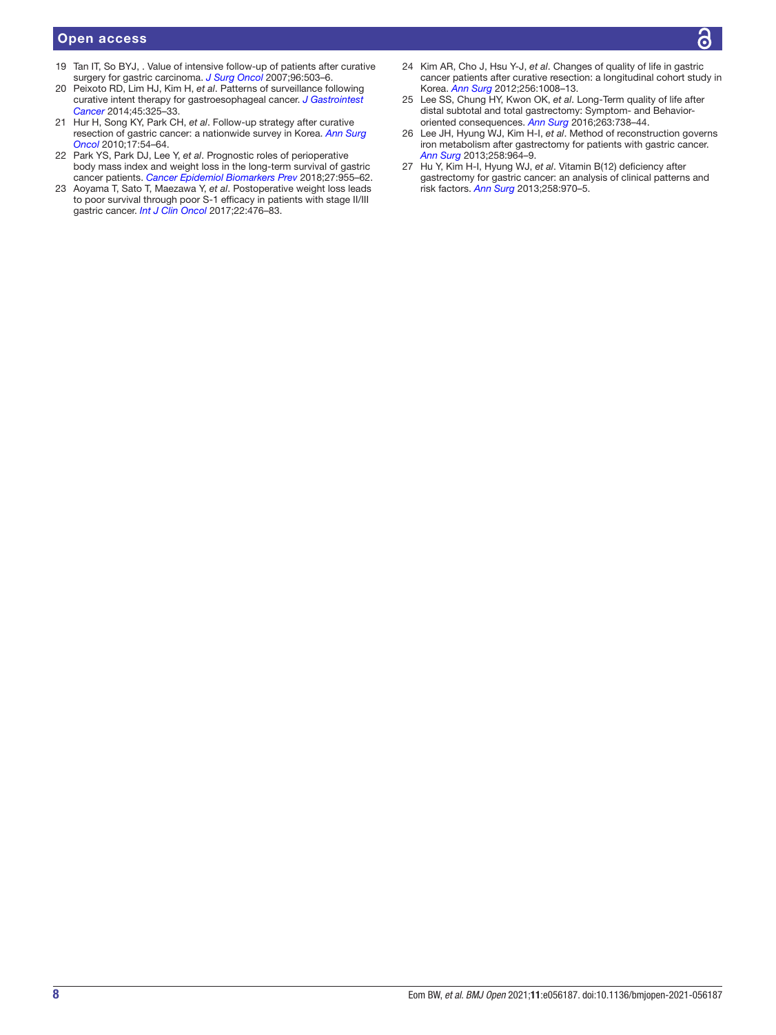19 Tan IT, So BYJ, . Value of intensive follow-up of patients after curative surgery for gastric carcinoma. *J Surg Oncol* 2007;96:503–6.
20 Peixoto RD, Lim HJ, Kim H, *et al*. Patterns of surveillance following curative intent therapy for gastroesophageal cancer. *J Gastrointest Cancer* 2014;45:325–33.
21 Hur H, Song KY, Park CH, *et al*. Follow-up strategy after curative resection of gastric cancer: a nationwide survey in Korea. *Ann Surg Oncol* 2010;17:54–64.
22 Park YS, Park DJ, Lee Y, *et al*. Prognostic roles of perioperative body mass index and weight loss in the long-term survival of gastric cancer patients. *Cancer Epidemiol Biomarkers Prev* 2018;27:955–62.
23 Aoyama T, Sato T, Maezawa Y, *et al*. Postoperative weight loss leads to poor survival through poor S-1 efficacy in patients with stage II/III gastric cancer. *Int J Clin Oncol* 2017;22:476–83.
24 Kim AR, Cho J, Hsu Y-J, *et al*. Changes of quality of life in gastric cancer patients after curative resection: a longitudinal cohort study in Korea. *Ann Surg* 2012;256:1008–13.
25 Lee SS, Chung HY, Kwon OK, *et al*. Long-Term quality of life after distal subtotal and total gastrectomy: Symptom- and Behavior-oriented consequences. *Ann Surg* 2016;263:738–44.
26 Lee JH, Hyung WJ, Kim H-I, *et al*. Method of reconstruction governs iron metabolism after gastrectomy for patients with gastric cancer. *Ann Surg* 2013;258:964–9.
27 Hu Y, Kim H-I, Hyung WJ, *et al*. Vitamin B(12) deficiency after gastrectomy for gastric cancer: an analysis of clinical patterns and risk factors. *Ann Surg* 2013;258:970–5.